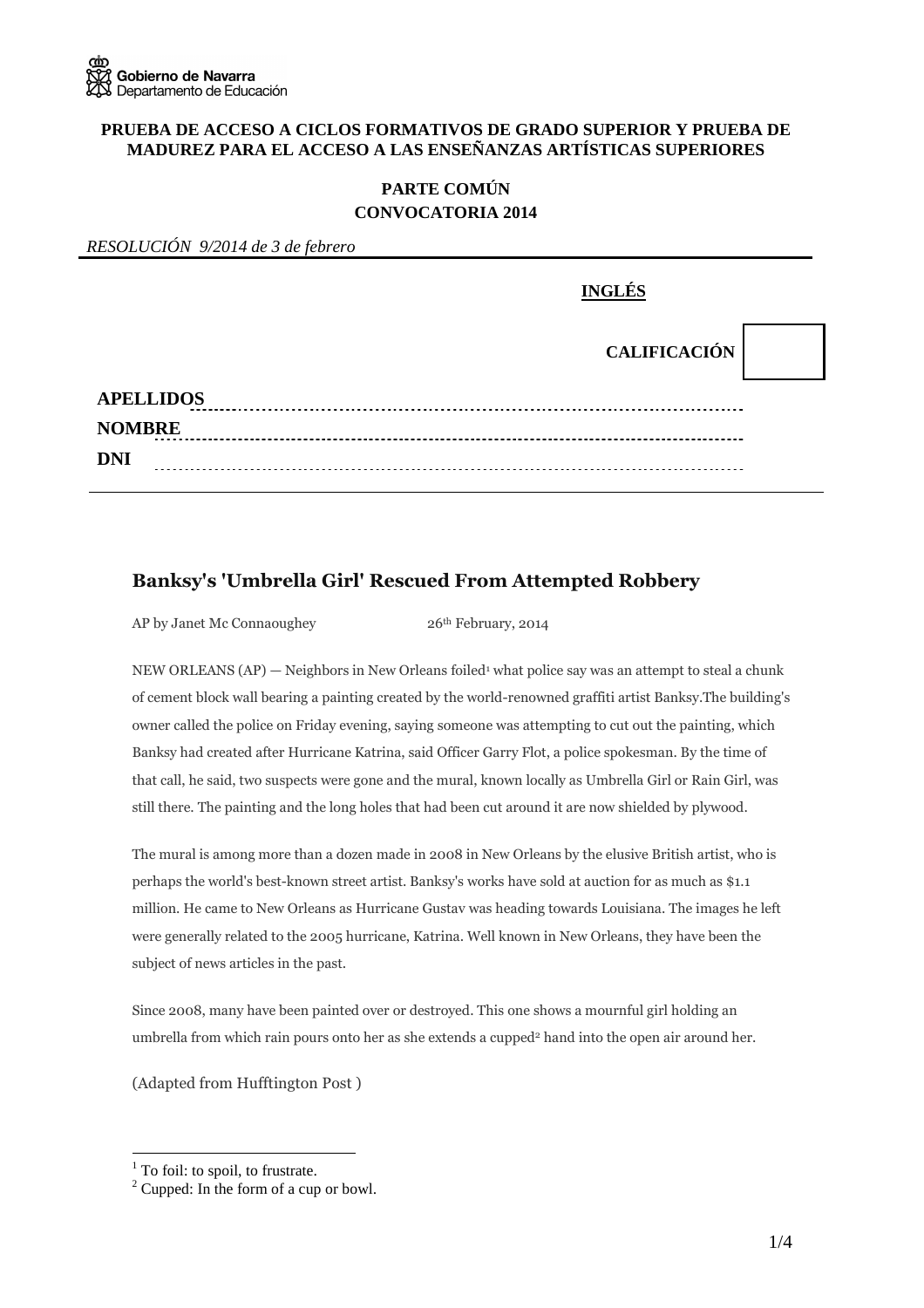Gobierno de Navarra
Departamento de Educación

**PRUEBA DE ACCESO A CICLOS FORMATIVOS DE GRADO SUPERIOR Y PRUEBA DE MADUREZ PARA EL ACCESO A LAS ENSEÑANZAS ARTÍSTICAS SUPERIORES**

**PARTE COMÚN**
**CONVOCATORIA 2014**

*RESOLUCIÓN 9/2014 de 3 de febrero*

**INGLÉS**

**CALIFICACIÓN**

**APELLIDOS** ........................................................................

**NOMBRE** ........................................................................

**DNI** ........................................................................

## Banksy's 'Umbrella Girl' Rescued From Attempted Robbery

AP by Janet Mc Connaoughey 26th February, 2014

NEW ORLEANS (AP) — Neighbors in New Orleans foiled[1] what police say was an attempt to steal a chunk of cement block wall bearing a painting created by the world-renowned graffiti artist Banksy.The building's owner called the police on Friday evening, saying someone was attempting to cut out the painting, which Banksy had created after Hurricane Katrina, said Officer Garry Flot, a police spokesman. By the time of that call, he said, two suspects were gone and the mural, known locally as Umbrella Girl or Rain Girl, was still there. The painting and the long holes that had been cut around it are now shielded by plywood.

The mural is among more than a dozen made in 2008 in New Orleans by the elusive British artist, who is perhaps the world's best-known street artist. Banksy's works have sold at auction for as much as $1.1 million. He came to New Orleans as Hurricane Gustav was heading towards Louisiana. The images he left were generally related to the 2005 hurricane, Katrina. Well known in New Orleans, they have been the subject of news articles in the past.

Since 2008, many have been painted over or destroyed. This one shows a mournful girl holding an umbrella from which rain pours onto her as she extends a cupped[2] hand into the open air around her.

(Adapted from Hufftington Post )

---

[1] To foil: to spoil, to frustrate.
[2] Cupped: In the form of a cup or bowl.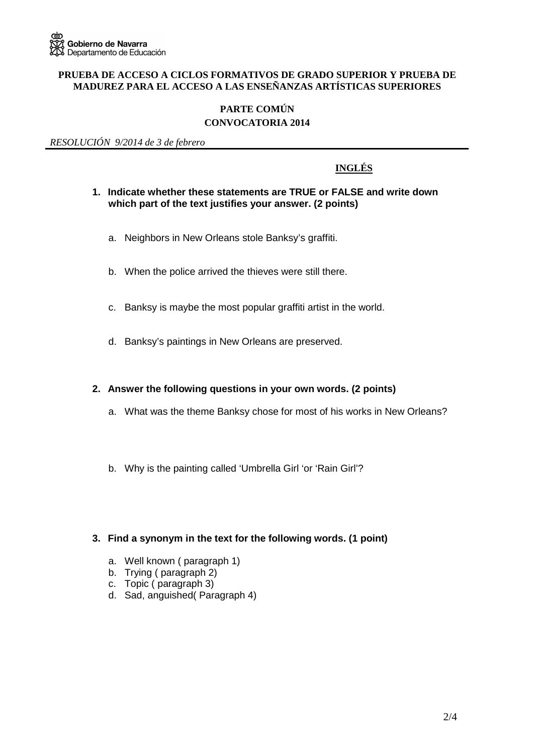Gobierno de Navarra
Departamento de Educación

**PRUEBA DE ACCESO A CICLOS FORMATIVOS DE GRADO SUPERIOR Y PRUEBA DE MADUREZ PARA EL ACCESO A LAS ENSEÑANZAS ARTÍSTICAS SUPERIORES**

**PARTE COMÚN**
**CONVOCATORIA 2014**

*RESOLUCIÓN 9/2014 de 3 de febrero*

## INGLÉS

1. **Indicate whether these statements are TRUE or FALSE and write down which part of the text justifies your answer. (2 points)**

   a. Neighbors in New Orleans stole Banksy's graffiti.

   b. When the police arrived the thieves were still there.

   c. Banksy is maybe the most popular graffiti artist in the world.

   d. Banksy's paintings in New Orleans are preserved.

2. **Answer the following questions in your own words. (2 points)**

   a. What was the theme Banksy chose for most of his works in New Orleans?

   b. Why is the painting called 'Umbrella Girl 'or 'Rain Girl'?

3. **Find a synonym in the text for the following words. (1 point)**

   a. Well known ( paragraph 1)
   b. Trying ( paragraph 2)
   c. Topic ( paragraph 3)
   d. Sad, anguished( Paragraph 4)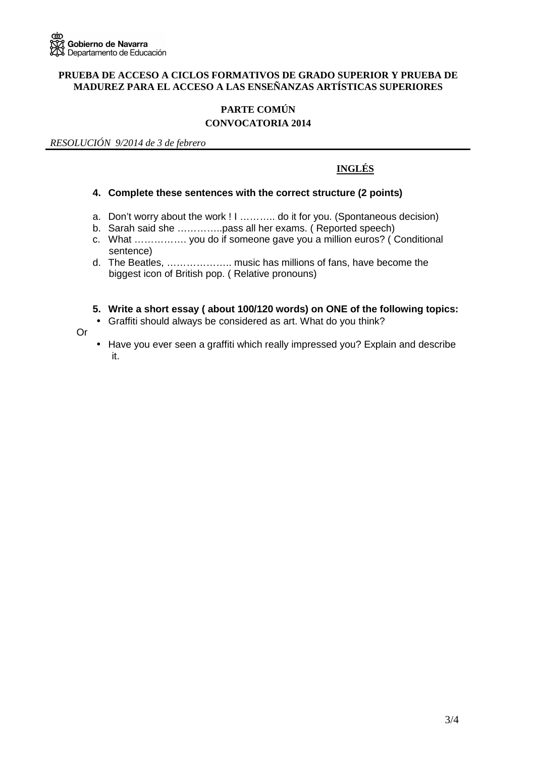Gobierno de Navarra
Departamento de Educación

**PRUEBA DE ACCESO A CICLOS FORMATIVOS DE GRADO SUPERIOR Y PRUEBA DE MADUREZ PARA EL ACCESO A LAS ENSEÑANZAS ARTÍSTICAS SUPERIORES**

**PARTE COMÚN**

**CONVOCATORIA 2014**

*RESOLUCIÓN 9/2014 de 3 de febrero*

**INGLÉS**

4. **Complete these sentences with the correct structure (2 points)**

a. Don't worry about the work ! I ……….. do it for you. (Spontaneous decision)
b. Sarah said she …………..pass all her exams. ( Reported speech)
c. What ……………. you do if someone gave you a million euros? ( Conditional sentence)
d. The Beatles, ……………….. music has millions of fans, have become the biggest icon of British pop. ( Relative pronouns)

5. **Write a short essay ( about 100/120 words) on ONE of the following topics:**

- Graffiti should always be considered as art. What do you think?

Or

- Have you ever seen a graffiti which really impressed you? Explain and describe it.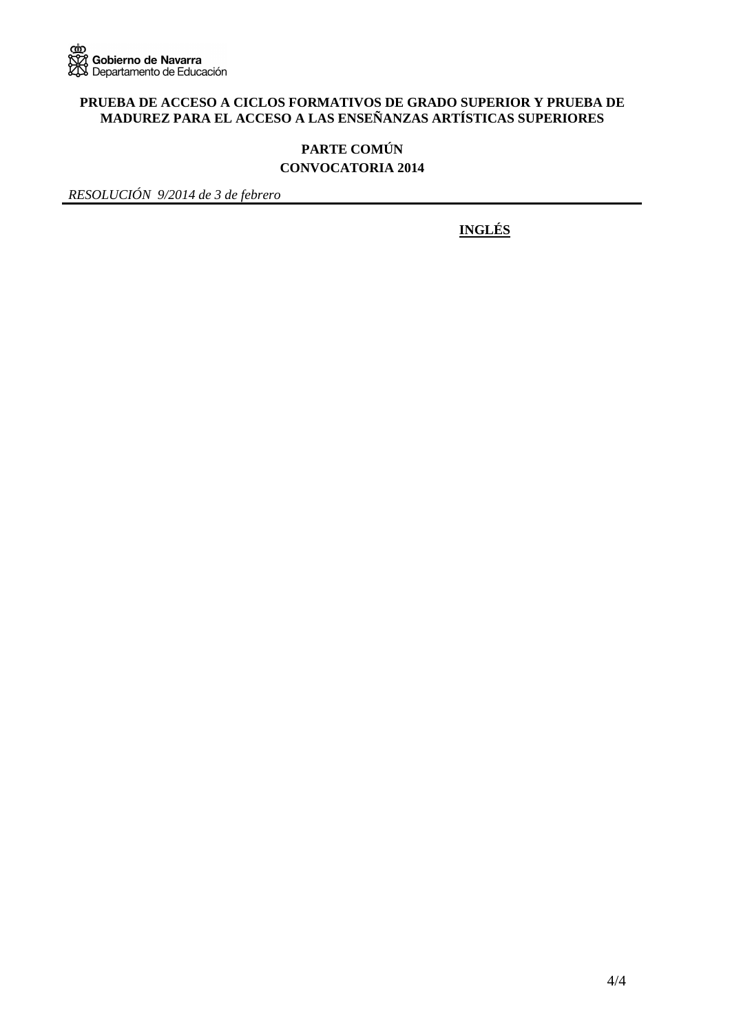Gobierno de Navarra
Departamento de Educación

**PRUEBA DE ACCESO A CICLOS FORMATIVOS DE GRADO SUPERIOR Y PRUEBA DE MADUREZ PARA EL ACCESO A LAS ENSEÑANZAS ARTÍSTICAS SUPERIORES**

**PARTE COMÚN**

**CONVOCATORIA 2014**

*RESOLUCIÓN 9/2014 de 3 de febrero*

---

**INGLÉS**